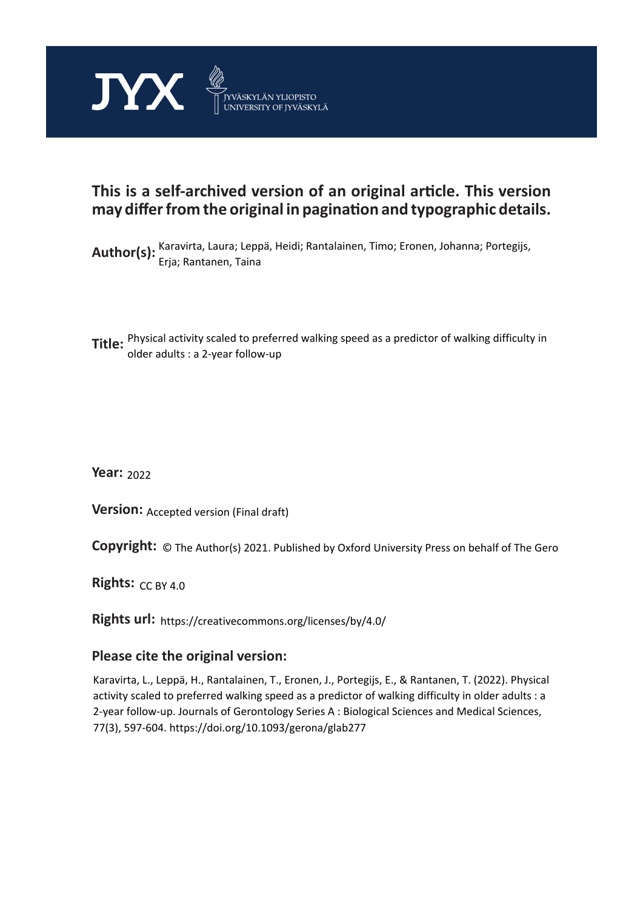JYX JYVÄSKYLÄN YLIOPISTO UNIVERSITY OF JYVÄSKYLÄ

# This is a self-archived version of an original article. This version may differ from the original in pagination and typographic details.

**Author(s):** Karavirta, Laura; Leppä, Heidi; Rantalainen, Timo; Eronen, Johanna; Portegijs, Erja; Rantanen, Taina

**Title:** Physical activity scaled to preferred walking speed as a predictor of walking difficulty in older adults : a 2-year follow-up

**Year:** 2022

**Version:** Accepted version (Final draft)

**Copyright:** © The Author(s) 2021. Published by Oxford University Press on behalf of The Gero

**Rights:** CC BY 4.0

**Rights url:** https://creativecommons.org/licenses/by/4.0/

## Please cite the original version:

Karavirta, L., Leppä, H., Rantalainen, T., Eronen, J., Portegijs, E., & Rantanen, T. (2022). Physical activity scaled to preferred walking speed as a predictor of walking difficulty in older adults : a 2-year follow-up. Journals of Gerontology Series A : Biological Sciences and Medical Sciences, 77(3), 597-604. https://doi.org/10.1093/gerona/glab277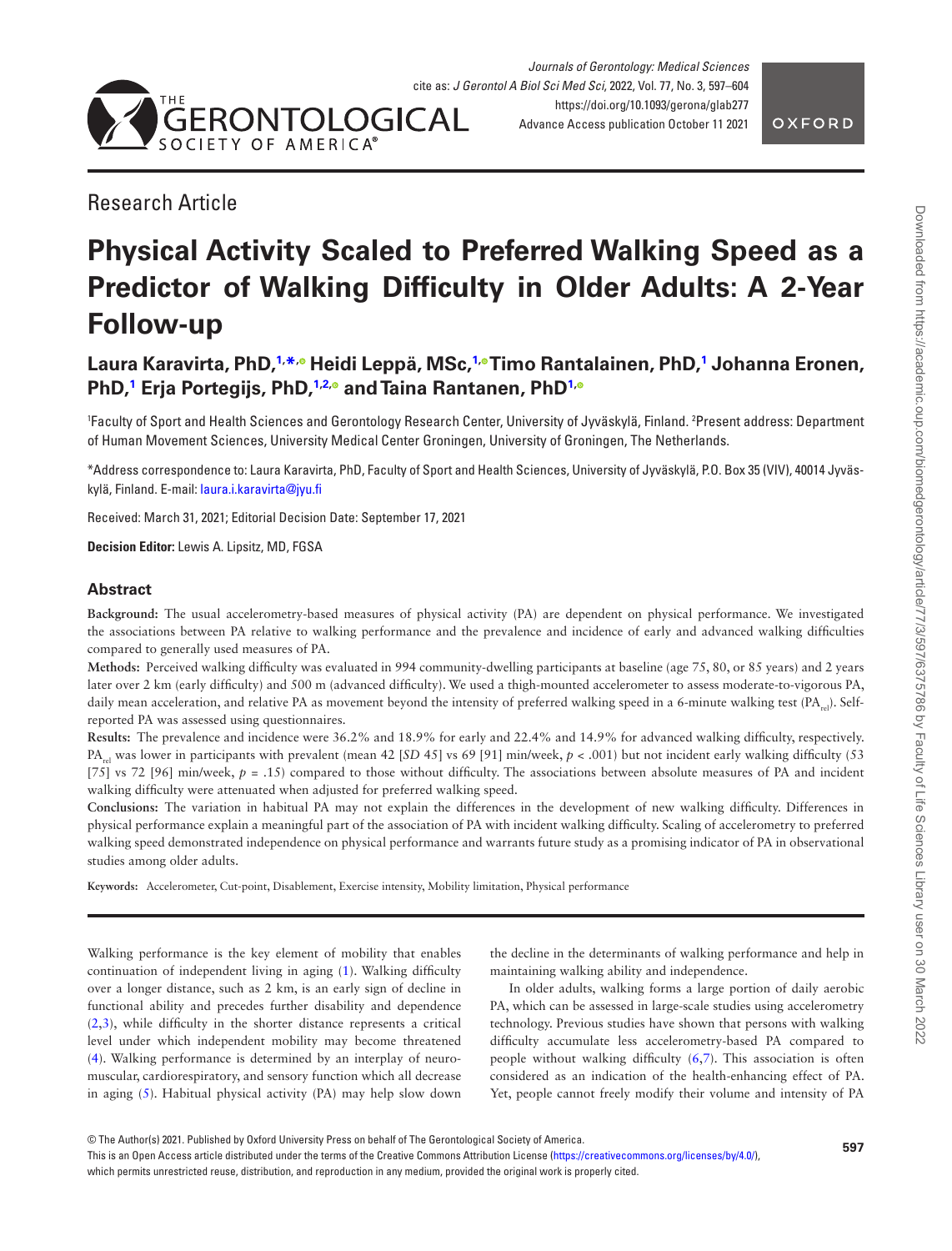Research Article

# Physical Activity Scaled to Preferred Walking Speed as a Predictor of Walking Difficulty in Older Adults: A 2-Year Follow-up

**Laura Karavirta, PhD,[1,*] Heidi Leppä, MSc,[1] Timo Rantalainen, PhD,[1] Johanna Eronen, PhD,[1] Erja Portegijs, PhD,[1,2] and Taina Rantanen, PhD[1]**

[1]Faculty of Sport and Health Sciences and Gerontology Research Center, University of Jyväskylä, Finland. [2]Present address: Department of Human Movement Sciences, University Medical Center Groningen, University of Groningen, The Netherlands.

*Address correspondence to: Laura Karavirta, PhD, Faculty of Sport and Health Sciences, University of Jyväskylä, P.O. Box 35 (VIV), 40014 Jyväskylä, Finland. E-mail: laura.i.karavirta@jyu.fi

Received: March 31, 2021; Editorial Decision Date: September 17, 2021

**Decision Editor:** Lewis A. Lipsitz, MD, FGSA

## Abstract

**Background:** The usual accelerometry-based measures of physical activity (PA) are dependent on physical performance. We investigated the associations between PA relative to walking performance and the prevalence and incidence of early and advanced walking difficulties compared to generally used measures of PA.

**Methods:** Perceived walking difficulty was evaluated in 994 community-dwelling participants at baseline (age 75, 80, or 85 years) and 2 years later over 2 km (early difficulty) and 500 m (advanced difficulty). We used a thigh-mounted accelerometer to assess moderate-to-vigorous PA, daily mean acceleration, and relative PA as movement beyond the intensity of preferred walking speed in a 6-minute walking test ($PA_{rel}$). Self-reported PA was assessed using questionnaires.

**Results:** The prevalence and incidence were 36.2% and 18.9% for early and 22.4% and 14.9% for advanced walking difficulty, respectively. $PA_{rel}$ was lower in participants with prevalent (mean 42 [*SD* 45] vs 69 [91] min/week, $p < .001$) but not incident early walking difficulty (53 [75] vs 72 [96] min/week, $p = .15$) compared to those without difficulty. The associations between absolute measures of PA and incident walking difficulty were attenuated when adjusted for preferred walking speed.

**Conclusions:** The variation in habitual PA may not explain the differences in the development of new walking difficulty. Differences in physical performance explain a meaningful part of the association of PA with incident walking difficulty. Scaling of accelerometry to preferred walking speed demonstrated independence on physical performance and warrants future study as a promising indicator of PA in observational studies among older adults.

**Keywords:** Accelerometer, Cut-point, Disablement, Exercise intensity, Mobility limitation, Physical performance

Walking performance is the key element of mobility that enables continuation of independent living in aging (1). Walking difficulty over a longer distance, such as 2 km, is an early sign of decline in functional ability and precedes further disability and dependence (2,3), while difficulty in the shorter distance represents a critical level under which independent mobility may become threatened (4). Walking performance is determined by an interplay of neuromuscular, cardiorespiratory, and sensory function which all decrease in aging (5). Habitual physical activity (PA) may help slow down the decline in the determinants of walking performance and help in maintaining walking ability and independence.

In older adults, walking forms a large portion of daily aerobic PA, which can be assessed in large-scale studies using accelerometry technology. Previous studies have shown that persons with walking difficulty accumulate less accelerometry-based PA compared to people without walking difficulty (6,7). This association is often considered as an indication of the health-enhancing effect of PA. Yet, people cannot freely modify their volume and intensity of PA

© The Author(s) 2021. Published by Oxford University Press on behalf of The Gerontological Society of America.
This is an Open Access article distributed under the terms of the Creative Commons Attribution License (https://creativecommons.org/licenses/by/4.0/), which permits unrestricted reuse, distribution, and reproduction in any medium, provided the original work is properly cited.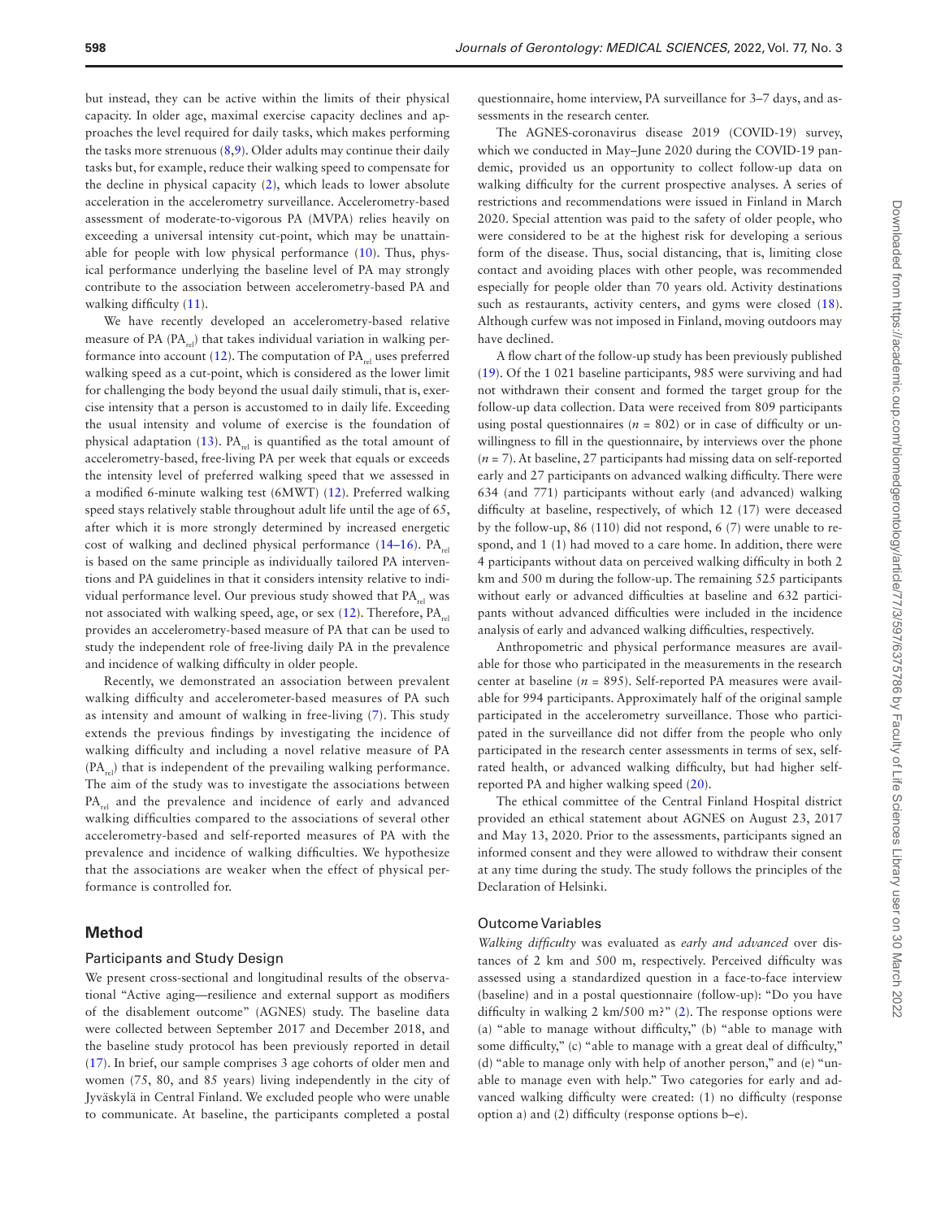but instead, they can be active within the limits of their physical capacity. In older age, maximal exercise capacity declines and approaches the level required for daily tasks, which makes performing the tasks more strenuous (8,9). Older adults may continue their daily tasks but, for example, reduce their walking speed to compensate for the decline in physical capacity (2), which leads to lower absolute acceleration in the accelerometry surveillance. Accelerometry-based assessment of moderate-to-vigorous PA (MVPA) relies heavily on exceeding a universal intensity cut-point, which may be unattainable for people with low physical performance (10). Thus, physical performance underlying the baseline level of PA may strongly contribute to the association between accelerometry-based PA and walking difficulty (11).

We have recently developed an accelerometry-based relative measure of PA ($PA_{rel}$) that takes individual variation in walking performance into account (12). The computation of $PA_{rel}$ uses preferred walking speed as a cut-point, which is considered as the lower limit for challenging the body beyond the usual daily stimuli, that is, exercise intensity that a person is accustomed to in daily life. Exceeding the usual intensity and volume of exercise is the foundation of physical adaptation (13). $PA_{rel}$ is quantified as the total amount of accelerometry-based, free-living PA per week that equals or exceeds the intensity level of preferred walking speed that we assessed in a modified 6-minute walking test (6MWT) (12). Preferred walking speed stays relatively stable throughout adult life until the age of 65, after which it is more strongly determined by increased energetic cost of walking and declined physical performance (14–16). $PA_{rel}$ is based on the same principle as individually tailored PA interventions and PA guidelines in that it considers intensity relative to individual performance level. Our previous study showed that $PA_{rel}$ was not associated with walking speed, age, or sex (12). Therefore, $PA_{rel}$ provides an accelerometry-based measure of PA that can be used to study the independent role of free-living daily PA in the prevalence and incidence of walking difficulty in older people.

Recently, we demonstrated an association between prevalent walking difficulty and accelerometer-based measures of PA such as intensity and amount of walking in free-living (7). This study extends the previous findings by investigating the incidence of walking difficulty and including a novel relative measure of PA ($PA_{rel}$) that is independent of the prevailing walking performance. The aim of the study was to investigate the associations between $PA_{rel}$ and the prevalence and incidence of early and advanced walking difficulties compared to the associations of several other accelerometry-based and self-reported measures of PA with the prevalence and incidence of walking difficulties. We hypothesize that the associations are weaker when the effect of physical performance is controlled for.

## Method

### Participants and Study Design

We present cross-sectional and longitudinal results of the observational "Active aging—resilience and external support as modifiers of the disablement outcome" (AGNES) study. The baseline data were collected between September 2017 and December 2018, and the baseline study protocol has been previously reported in detail (17). In brief, our sample comprises 3 age cohorts of older men and women (75, 80, and 85 years) living independently in the city of Jyväskylä in Central Finland. We excluded people who were unable to communicate. At baseline, the participants completed a postal questionnaire, home interview, PA surveillance for 3–7 days, and assessments in the research center.

The AGNES-coronavirus disease 2019 (COVID-19) survey, which we conducted in May–June 2020 during the COVID-19 pandemic, provided us an opportunity to collect follow-up data on walking difficulty for the current prospective analyses. A series of restrictions and recommendations were issued in Finland in March 2020. Special attention was paid to the safety of older people, who were considered to be at the highest risk for developing a serious form of the disease. Thus, social distancing, that is, limiting close contact and avoiding places with other people, was recommended especially for people older than 70 years old. Activity destinations such as restaurants, activity centers, and gyms were closed (18). Although curfew was not imposed in Finland, moving outdoors may have declined.

A flow chart of the follow-up study has been previously published (19). Of the 1 021 baseline participants, 985 were surviving and had not withdrawn their consent and formed the target group for the follow-up data collection. Data were received from 809 participants using postal questionnaires ($n$ = 802) or in case of difficulty or unwillingness to fill in the questionnaire, by interviews over the phone ($n$ = 7). At baseline, 27 participants had missing data on self-reported early and 27 participants on advanced walking difficulty. There were 634 (and 771) participants without early (and advanced) walking difficulty at baseline, respectively, of which 12 (17) were deceased by the follow-up, 86 (110) did not respond, 6 (7) were unable to respond, and 1 (1) had moved to a care home. In addition, there were 4 participants without data on perceived walking difficulty in both 2 km and 500 m during the follow-up. The remaining 525 participants without early or advanced difficulties at baseline and 632 participants without advanced difficulties were included in the incidence analysis of early and advanced walking difficulties, respectively.

Anthropometric and physical performance measures are available for those who participated in the measurements in the research center at baseline ($n$ = 895). Self-reported PA measures were available for 994 participants. Approximately half of the original sample participated in the accelerometry surveillance. Those who participated in the surveillance did not differ from the people who only participated in the research center assessments in terms of sex, self-rated health, or advanced walking difficulty, but had higher self-reported PA and higher walking speed (20).

The ethical committee of the Central Finland Hospital district provided an ethical statement about AGNES on August 23, 2017 and May 13, 2020. Prior to the assessments, participants signed an informed consent and they were allowed to withdraw their consent at any time during the study. The study follows the principles of the Declaration of Helsinki.

### Outcome Variables

*Walking difficulty* was evaluated as *early and advanced* over distances of 2 km and 500 m, respectively. Perceived difficulty was assessed using a standardized question in a face-to-face interview (baseline) and in a postal questionnaire (follow-up): "Do you have difficulty in walking 2 km/500 m?" (2). The response options were (a) "able to manage without difficulty," (b) "able to manage with some difficulty," (c) "able to manage with a great deal of difficulty," (d) "able to manage only with help of another person," and (e) "unable to manage even with help." Two categories for early and advanced walking difficulty were created: (1) no difficulty (response option a) and (2) difficulty (response options b–e).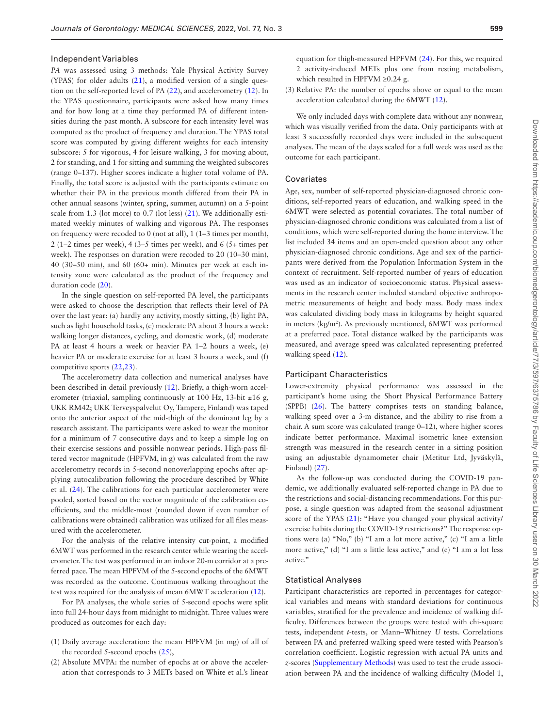### Independent Variables

*PA* was assessed using 3 methods: Yale Physical Activity Survey (YPAS) for older adults (21), a modified version of a single question on the self-reported level of PA (22), and accelerometry (12). In the YPAS questionnaire, participants were asked how many times and for how long at a time they performed PA of different intensities during the past month. A subscore for each intensity level was computed as the product of frequency and duration. The YPAS total score was computed by giving different weights for each intensity subscore: 5 for vigorous, 4 for leisure walking, 3 for moving about, 2 for standing, and 1 for sitting and summing the weighted subscores (range 0–137). Higher scores indicate a higher total volume of PA. Finally, the total score is adjusted with the participants estimate on whether their PA in the previous month differed from their PA in other annual seasons (winter, spring, summer, autumn) on a 5-point scale from 1.3 (lot more) to 0.7 (lot less) (21). We additionally estimated weekly minutes of walking and vigorous PA. The responses on frequency were recoded to 0 (not at all), 1 (1–3 times per month), 2 (1–2 times per week), 4 (3–5 times per week), and 6 (5+ times per week). The responses on duration were recoded to 20 (10–30 min), 40 (30–50 min), and 60 (60+ min). Minutes per week at each intensity zone were calculated as the product of the frequency and duration code (20).

In the single question on self-reported PA level, the participants were asked to choose the description that reflects their level of PA over the last year: (a) hardly any activity, mostly sitting, (b) light PA, such as light household tasks, (c) moderate PA about 3 hours a week: walking longer distances, cycling, and domestic work, (d) moderate PA at least 4 hours a week or heavier PA 1–2 hours a week, (e) heavier PA or moderate exercise for at least 3 hours a week, and (f) competitive sports (22,23).

The accelerometry data collection and numerical analyses have been described in detail previously (12). Briefly, a thigh-worn accelerometer (triaxial, sampling continuously at 100 Hz, 13-bit ±16 g, UKK RM42; UKK Terveyspalvelut Oy, Tampere, Finland) was taped onto the anterior aspect of the mid-thigh of the dominant leg by a research assistant. The participants were asked to wear the monitor for a minimum of 7 consecutive days and to keep a simple log on their exercise sessions and possible nonwear periods. High-pass filtered vector magnitude (HPFVM, in g) was calculated from the raw accelerometry records in 5-second nonoverlapping epochs after applying autocalibration following the procedure described by White et al. (24). The calibrations for each particular accelerometer were pooled, sorted based on the vector magnitude of the calibration coefficients, and the middle-most (rounded down if even number of calibrations were obtained) calibration was utilized for all files measured with the accelerometer.

For the analysis of the relative intensity cut-point, a modified 6MWT was performed in the research center while wearing the accelerometer. The test was performed in an indoor 20-m corridor at a preferred pace. The mean HPFVM of the 5-second epochs of the 6MWT was recorded as the outcome. Continuous walking throughout the test was required for the analysis of mean 6MWT acceleration (12).

For PA analyses, the whole series of 5-second epochs were split into full 24-hour days from midnight to midnight. Three values were produced as outcomes for each day:

(1) Daily average acceleration: the mean HPFVM (in mg) of all of the recorded 5-second epochs (25),
(2) Absolute MVPA: the number of epochs at or above the acceleration that corresponds to 3 METs based on White et al.'s linear equation for thigh-measured HPFVM (24). For this, we required 2 activity-induced METs plus one from resting metabolism, which resulted in HPFVM ≥0.24 g.
(3) Relative PA: the number of epochs above or equal to the mean acceleration calculated during the 6MWT (12).

We only included days with complete data without any nonwear, which was visually verified from the data. Only participants with at least 3 successfully recorded days were included in the subsequent analyses. The mean of the days scaled for a full week was used as the outcome for each participant.

### Covariates

Age, sex, number of self-reported physician-diagnosed chronic conditions, self-reported years of education, and walking speed in the 6MWT were selected as potential covariates. The total number of physician-diagnosed chronic conditions was calculated from a list of conditions, which were self-reported during the home interview. The list included 34 items and an open-ended question about any other physician-diagnosed chronic conditions. Age and sex of the participants were derived from the Population Information System in the context of recruitment. Self-reported number of years of education was used as an indicator of socioeconomic status. Physical assessments in the research center included standard objective anthropometric measurements of height and body mass. Body mass index was calculated dividing body mass in kilograms by height squared in meters (kg/m$^2$). As previously mentioned, 6MWT was performed at a preferred pace. Total distance walked by the participants was measured, and average speed was calculated representing preferred walking speed (12).

### Participant Characteristics

Lower-extremity physical performance was assessed in the participant's home using the Short Physical Performance Battery (SPPB) (26). The battery comprises tests on standing balance, walking speed over a 3-m distance, and the ability to rise from a chair. A sum score was calculated (range 0–12), where higher scores indicate better performance. Maximal isometric knee extension strength was measured in the research center in a sitting position using an adjustable dynamometer chair (Metitur Ltd, Jyväskylä, Finland) (27).

As the follow-up was conducted during the COVID-19 pandemic, we additionally evaluated self-reported change in PA due to the restrictions and social-distancing recommendations. For this purpose, a single question was adapted from the seasonal adjustment score of the YPAS (21): "Have you changed your physical activity/exercise habits during the COVID-19 restrictions?" The response options were (a) "No," (b) "I am a lot more active," (c) "I am a little more active," (d) "I am a little less active," and (e) "I am a lot less active."

### Statistical Analyses

Participant characteristics are reported in percentages for categorical variables and means with standard deviations for continuous variables, stratified for the prevalence and incidence of walking difficulty. Differences between the groups were tested with chi-square tests, independent *t*-tests, or Mann–Whitney *U* tests. Correlations between PA and preferred walking speed were tested with Pearson's correlation coefficient. Logistic regression with actual PA units and *z*-scores (Supplementary Methods) was used to test the crude association between PA and the incidence of walking difficulty (Model 1,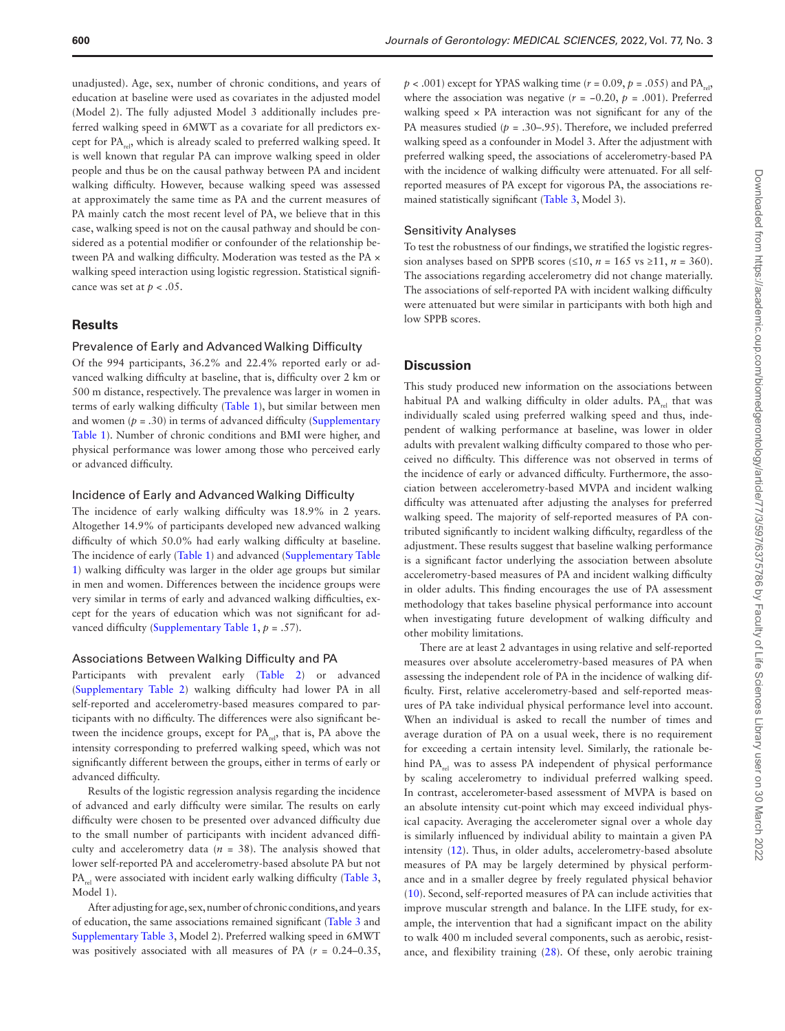unadjusted). Age, sex, number of chronic conditions, and years of education at baseline were used as covariates in the adjusted model (Model 2). The fully adjusted Model 3 additionally includes preferred walking speed in 6MWT as a covariate for all predictors except for $PA_{rel}$, which is already scaled to preferred walking speed. It is well known that regular PA can improve walking speed in older people and thus be on the causal pathway between PA and incident walking difficulty. However, because walking speed was assessed at approximately the same time as PA and the current measures of PA mainly catch the most recent level of PA, we believe that in this case, walking speed is not on the causal pathway and should be considered as a potential modifier or confounder of the relationship between PA and walking difficulty. Moderation was tested as the PA × walking speed interaction using logistic regression. Statistical significance was set at $p < .05$.

## Results

### Prevalence of Early and Advanced Walking Difficulty

Of the 994 participants, 36.2% and 22.4% reported early or advanced walking difficulty at baseline, that is, difficulty over 2 km or 500 m distance, respectively. The prevalence was larger in women in terms of early walking difficulty (Table 1), but similar between men and women ($p = .30$) in terms of advanced difficulty (Supplementary Table 1). Number of chronic conditions and BMI were higher, and physical performance was lower among those who perceived early or advanced difficulty.

### Incidence of Early and Advanced Walking Difficulty

The incidence of early walking difficulty was 18.9% in 2 years. Altogether 14.9% of participants developed new advanced walking difficulty of which 50.0% had early walking difficulty at baseline. The incidence of early (Table 1) and advanced (Supplementary Table 1) walking difficulty was larger in the older age groups but similar in men and women. Differences between the incidence groups were very similar in terms of early and advanced walking difficulties, except for the years of education which was not significant for advanced difficulty (Supplementary Table 1, $p = .57$).

### Associations Between Walking Difficulty and PA

Participants with prevalent early (Table 2) or advanced (Supplementary Table 2) walking difficulty had lower PA in all self-reported and accelerometry-based measures compared to participants with no difficulty. The differences were also significant between the incidence groups, except for $PA_{rel}$, that is, PA above the intensity corresponding to preferred walking speed, which was not significantly different between the groups, either in terms of early or advanced difficulty.

Results of the logistic regression analysis regarding the incidence of advanced and early difficulty were similar. The results on early difficulty were chosen to be presented over advanced difficulty due to the small number of participants with incident advanced difficulty and accelerometry data ($n = 38$). The analysis showed that lower self-reported PA and accelerometry-based absolute PA but not $PA_{rel}$ were associated with incident early walking difficulty (Table 3, Model 1).

After adjusting for age, sex, number of chronic conditions, and years of education, the same associations remained significant (Table 3 and Supplementary Table 3, Model 2). Preferred walking speed in 6MWT was positively associated with all measures of PA ($r = 0.24$–$0.35$, $p < .001$) except for YPAS walking time ($r = 0.09$, $p = .055$) and $PA_{rel}$, where the association was negative ($r = -0.20$, $p = .001$). Preferred walking speed × PA interaction was not significant for any of the PA measures studied ($p = .30$–$.95$). Therefore, we included preferred walking speed as a confounder in Model 3. After the adjustment with preferred walking speed, the associations of accelerometry-based PA with the incidence of walking difficulty were attenuated. For all self-reported measures of PA except for vigorous PA, the associations remained statistically significant (Table 3, Model 3).

### Sensitivity Analyses

To test the robustness of our findings, we stratified the logistic regression analyses based on SPPB scores (≤10, $n = 165$ vs ≥11, $n = 360$). The associations regarding accelerometry did not change materially. The associations of self-reported PA with incident walking difficulty were attenuated but were similar in participants with both high and low SPPB scores.

## Discussion

This study produced new information on the associations between habitual PA and walking difficulty in older adults. $PA_{rel}$ that was individually scaled using preferred walking speed and thus, independent of walking performance at baseline, was lower in older adults with prevalent walking difficulty compared to those who perceived no difficulty. This difference was not observed in terms of the incidence of early or advanced difficulty. Furthermore, the association between accelerometry-based MVPA and incident walking difficulty was attenuated after adjusting the analyses for preferred walking speed. The majority of self-reported measures of PA contributed significantly to incident walking difficulty, regardless of the adjustment. These results suggest that baseline walking performance is a significant factor underlying the association between absolute accelerometry-based measures of PA and incident walking difficulty in older adults. This finding encourages the use of PA assessment methodology that takes baseline physical performance into account when investigating future development of walking difficulty and other mobility limitations.

There are at least 2 advantages in using relative and self-reported measures over absolute accelerometry-based measures of PA when assessing the independent role of PA in the incidence of walking difficulty. First, relative accelerometry-based and self-reported measures of PA take individual physical performance level into account. When an individual is asked to recall the number of times and average duration of PA on a usual week, there is no requirement for exceeding a certain intensity level. Similarly, the rationale behind $PA_{rel}$ was to assess PA independent of physical performance by scaling accelerometry to individual preferred walking speed. In contrast, accelerometer-based assessment of MVPA is based on an absolute intensity cut-point which may exceed individual physical capacity. Averaging the accelerometer signal over a whole day is similarly influenced by individual ability to maintain a given PA intensity (12). Thus, in older adults, accelerometry-based absolute measures of PA may be largely determined by physical performance and in a smaller degree by freely regulated physical behavior (10). Second, self-reported measures of PA can include activities that improve muscular strength and balance. In the LIFE study, for example, the intervention that had a significant impact on the ability to walk 400 m included several components, such as aerobic, resistance, and flexibility training (28). Of these, only aerobic training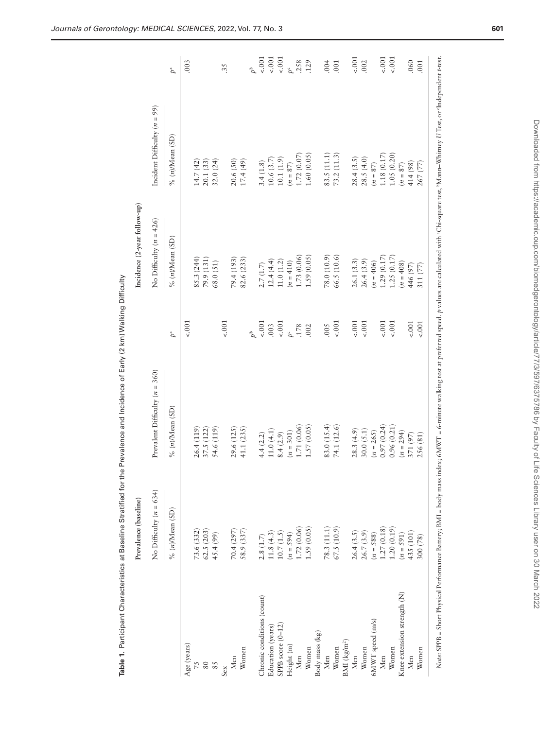**Table 1.** Participant Characteristics at Baseline Stratified for the Prevalence and Incidence of Early (2 km) Walking Difficulty

| | Prevalence (baseline) | | | Incidence (2-year follow-up) | | |
|---|---|---|---|---|---|---|
| | No Difficulty ($n$ = 634) | Prevalent Difficulty ($n$ = 360) | | No Difficulty ($n$ = 426) | Incident Difficulty ($n$ = 99) | |
| | % ($n$)/Mean (SD) | % ($n$)/Mean (SD) | $p$[a] | % ($n$)/Mean (SD) | % ($n$)/Mean (SD) | $p$[a] |
| Age (years) | | | <.001 | | | .003 |
| 75 | 73.6 (332) | 26.4 (119) | | 85.3 (244) | 14.7 (42) | |
| 80 | 62.5 (203) | 37.5 (122) | | 79.9 (131) | 20.1 (33) | |
| 85 | 45.4 (99) | 54.6 (119) | | 68.0 (51) | 32.0 (24) | |
| Sex | | | <.001 | | | .35 |
| Men | 70.4 (297) | 29.6 (125) | | 79.4 (193) | 20.6 (50) | |
| Women | 58.9 (337) | 41.1 (235) | | 82.6 (233) | 17.4 (49) | |
| | | | $p$[b] | | | $p$[b] |
| Chronic conditions (count) | 2.8 (1.7) | 4.4 (2.2) | <.001 | 2.7 (1.7) | 3.4 (1.8) | <.001 |
| Education (years) | 11.8 (4.3) | 11.0 (4.1) | .003 | 12.4 (4.4) | 10.6 (3.7) | <.001 |
| SPPB score (0–12) | 10.7 (1.5) | 8.4 (2.9) | <.001 | 11.0 (1.2) | 10.1 (1.9) | <.001 |
| Height (m) | ($n$ = 594) | ($n$ = 301) | $p$[c] | ($n$ = 410) | ($n$ = 87) | $p$[c] |
| Men | 1.72 (0.06) | 1.71 (0.06) | .178 | 1.73 (0.06) | 1.72 (0.07) | .258 |
| Women | 1.59 (0.05) | 1.57 (0.05) | .002 | 1.59 (0.05) | 1.60 (0.05) | .129 |
| Body mass (kg) | | | | | | |
| Men | 78.3 (11.1) | 83.0 (15.4) | .005 | 78.0 (10.9) | 83.5 (11.1) | .004 |
| Women | 67.5 (10.9) | 74.1 (12.6) | <.001 | 66.5 (10.6) | 73.2 (11.3) | .001 |
| BMI (kg/m$^2$) | | | | | | |
| Men | 26.4 (3.5) | 28.3 (4.9) | <.001 | 26.1 (3.3) | 28.4 (3.5) | <.001 |
| Women | 26.7 (3.9) | 30.0 (5.1) | <.001 | 26.4 (3.9) | 28.5 (4.0) | .002 |
| 6MWT speed (m/s) | ($n$ = 588) | ($n$ = 265) | | ($n$ = 406) | ($n$ = 87) | |
| Men | 1.27 (0.18) | 0.97 (0.24) | <.001 | 1.29 (0.17) | 1.18 (0.17) | <.001 |
| Women | 1.20 (0.19) | 0.96 (0.21) | <.001 | 1.25 (0.17) | 1.05 (0.20) | <.001 |
| Knee extension strength (N) | ($n$ = 591) | ($n$ = 294) | | ($n$ = 408) | ($n$ = 87) | |
| Men | 435 (101) | 371 (97) | <.001 | 446 (97) | 414 (98) | .060 |
| Women | 300 (78) | 256 (81) | <.001 | 311 (77) | 267 (77) | .001 |

*Note*: SPPB = Short Physical Performance Battery; BMI = body mass index; 6MWT = 6-minute walking test at preferred speed. $p$ values are calculated with [a]Chi-square test, [b]Mann–Whitney $U$ Test, or [c]Independent $t$-test.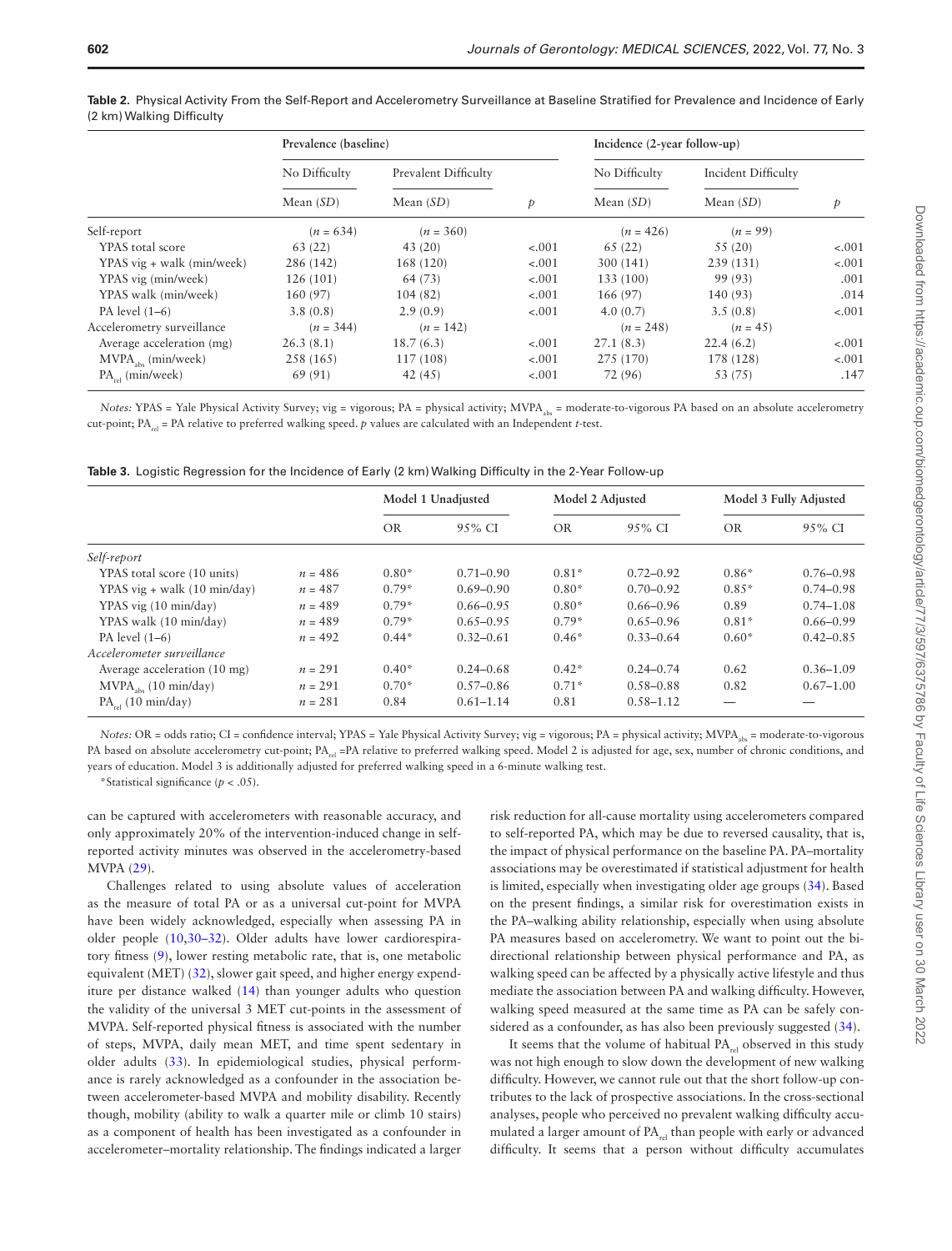**Table 2.** Physical Activity From the Self-Report and Accelerometry Surveillance at Baseline Stratified for Prevalence and Incidence of Early (2 km) Walking Difficulty

| | Prevalence (baseline) | | | Incidence (2-year follow-up) | | |
|---|---|---|---|---|---|---|
| | No Difficulty | Prevalent Difficulty | | No Difficulty | Incident Difficulty | |
| | Mean (*SD*) | Mean (*SD*) | *p* | Mean (*SD*) | Mean (*SD*) | *p* |
| Self-report | (*n* = 634) | (*n* = 360) | | (*n* = 426) | (*n* = 99) | |
| YPAS total score | 63 (22) | 43 (20) | <.001 | 65 (22) | 55 (20) | <.001 |
| YPAS vig + walk (min/week) | 286 (142) | 168 (120) | <.001 | 300 (141) | 239 (131) | <.001 |
| YPAS vig (min/week) | 126 (101) | 64 (73) | <.001 | 133 (100) | 99 (93) | .001 |
| YPAS walk (min/week) | 160 (97) | 104 (82) | <.001 | 166 (97) | 140 (93) | .014 |
| PA level (1–6) | 3.8 (0.8) | 2.9 (0.9) | <.001 | 4.0 (0.7) | 3.5 (0.8) | <.001 |
| Accelerometry surveillance | (*n* = 344) | (*n* = 142) | | (*n* = 248) | (*n* = 45) | |
| Average acceleration (mg) | 26.3 (8.1) | 18.7 (6.3) | <.001 | 27.1 (8.3) | 22.4 (6.2) | <.001 |
| $MVPA_{abs}$ (min/week) | 258 (165) | 117 (108) | <.001 | 275 (170) | 178 (128) | <.001 |
| $PA_{rel}$ (min/week) | 69 (91) | 42 (45) | <.001 | 72 (96) | 53 (75) | .147 |

*Notes:* YPAS = Yale Physical Activity Survey; vig = vigorous; PA = physical activity; $MVPA_{abs}$ = moderate-to-vigorous PA based on an absolute accelerometry cut-point; $PA_{rel}$ = PA relative to preferred walking speed. *p* values are calculated with an Independent *t*-test.

**Table 3.** Logistic Regression for the Incidence of Early (2 km) Walking Difficulty in the 2-Year Follow-up

| | | Model 1 Unadjusted | | Model 2 Adjusted | | Model 3 Fully Adjusted | |
|---|---|---|---|---|---|---|---|
| | | OR | 95% CI | OR | 95% CI | OR | 95% CI |
| *Self-report* | | | | | | | |
| YPAS total score (10 units) | *n* = 486 | 0.80* | 0.71–0.90 | 0.81* | 0.72–0.92 | 0.86* | 0.76–0.98 |
| YPAS vig + walk (10 min/day) | *n* = 487 | 0.79* | 0.69–0.90 | 0.80* | 0.70–0.92 | 0.85* | 0.74–0.98 |
| YPAS vig (10 min/day) | *n* = 489 | 0.79* | 0.66–0.95 | 0.80* | 0.66–0.96 | 0.89 | 0.74–1.08 |
| YPAS walk (10 min/day) | *n* = 489 | 0.79* | 0.65–0.95 | 0.79* | 0.65–0.96 | 0.81* | 0.66–0.99 |
| PA level (1–6) | *n* = 492 | 0.44* | 0.32–0.61 | 0.46* | 0.33–0.64 | 0.60* | 0.42–0.85 |
| *Accelerometer surveillance* | | | | | | | |
| Average acceleration (10 mg) | *n* = 291 | 0.40* | 0.24–0.68 | 0.42* | 0.24–0.74 | 0.62 | 0.36–1.09 |
| $MVPA_{abs}$ (10 min/day) | *n* = 291 | 0.70* | 0.57–0.86 | 0.71* | 0.58–0.88 | 0.82 | 0.67–1.00 |
| $PA_{rel}$ (10 min/day) | *n* = 281 | 0.84 | 0.61–1.14 | 0.81 | 0.58–1.12 | — | — |

*Notes:* OR = odds ratio; CI = confidence interval; YPAS = Yale Physical Activity Survey; vig = vigorous; PA = physical activity; $MVPA_{abs}$ = moderate-to-vigorous PA based on absolute accelerometry cut-point; $PA_{rel}$ =PA relative to preferred walking speed. Model 2 is adjusted for age, sex, number of chronic conditions, and years of education. Model 3 is additionally adjusted for preferred walking speed in a 6-minute walking test.

*Statistical significance ($p < .05$).

can be captured with accelerometers with reasonable accuracy, and only approximately 20% of the intervention-induced change in self-reported activity minutes was observed in the accelerometry-based MVPA (29).

Challenges related to using absolute values of acceleration as the measure of total PA or as a universal cut-point for MVPA have been widely acknowledged, especially when assessing PA in older people (10,30–32). Older adults have lower cardiorespiratory fitness (9), lower resting metabolic rate, that is, one metabolic equivalent (MET) (32), slower gait speed, and higher energy expenditure per distance walked (14) than younger adults who question the validity of the universal 3 MET cut-points in the assessment of MVPA. Self-reported physical fitness is associated with the number of steps, MVPA, daily mean MET, and time spent sedentary in older adults (33). In epidemiological studies, physical performance is rarely acknowledged as a confounder in the association between accelerometer-based MVPA and mobility disability. Recently though, mobility (ability to walk a quarter mile or climb 10 stairs) as a component of health has been investigated as a confounder in accelerometer–mortality relationship. The findings indicated a larger risk reduction for all-cause mortality using accelerometers compared to self-reported PA, which may be due to reversed causality, that is, the impact of physical performance on the baseline PA. PA–mortality associations may be overestimated if statistical adjustment for health is limited, especially when investigating older age groups (34). Based on the present findings, a similar risk for overestimation exists in the PA–walking ability relationship, especially when using absolute PA measures based on accelerometry. We want to point out the bi-directional relationship between physical performance and PA, as walking speed can be affected by a physically active lifestyle and thus mediate the association between PA and walking difficulty. However, walking speed measured at the same time as PA can be safely considered as a confounder, as has also been previously suggested (34).

It seems that the volume of habitual $PA_{rel}$ observed in this study was not high enough to slow down the development of new walking difficulty. However, we cannot rule out that the short follow-up contributes to the lack of prospective associations. In the cross-sectional analyses, people who perceived no prevalent walking difficulty accumulated a larger amount of $PA_{rel}$ than people with early or advanced difficulty. It seems that a person without difficulty accumulates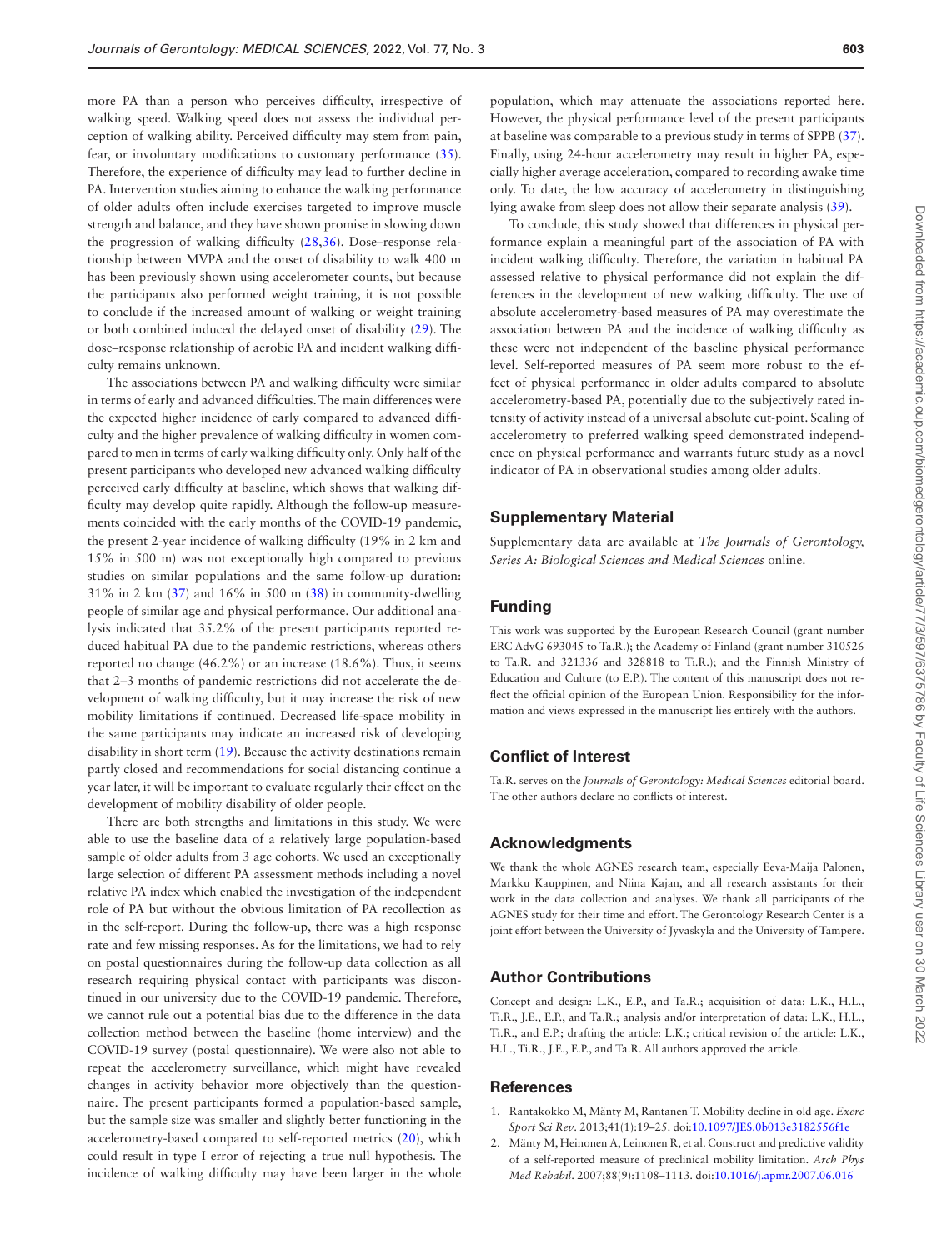more PA than a person who perceives difficulty, irrespective of walking speed. Walking speed does not assess the individual perception of walking ability. Perceived difficulty may stem from pain, fear, or involuntary modifications to customary performance (35). Therefore, the experience of difficulty may lead to further decline in PA. Intervention studies aiming to enhance the walking performance of older adults often include exercises targeted to improve muscle strength and balance, and they have shown promise in slowing down the progression of walking difficulty (28,36). Dose–response relationship between MVPA and the onset of disability to walk 400 m has been previously shown using accelerometer counts, but because the participants also performed weight training, it is not possible to conclude if the increased amount of walking or weight training or both combined induced the delayed onset of disability (29). The dose–response relationship of aerobic PA and incident walking difficulty remains unknown.

The associations between PA and walking difficulty were similar in terms of early and advanced difficulties. The main differences were the expected higher incidence of early compared to advanced difficulty and the higher prevalence of walking difficulty in women compared to men in terms of early walking difficulty only. Only half of the present participants who developed new advanced walking difficulty perceived early difficulty at baseline, which shows that walking difficulty may develop quite rapidly. Although the follow-up measurements coincided with the early months of the COVID-19 pandemic, the present 2-year incidence of walking difficulty (19% in 2 km and 15% in 500 m) was not exceptionally high compared to previous studies on similar populations and the same follow-up duration: 31% in 2 km (37) and 16% in 500 m (38) in community-dwelling people of similar age and physical performance. Our additional analysis indicated that 35.2% of the present participants reported reduced habitual PA due to the pandemic restrictions, whereas others reported no change (46.2%) or an increase (18.6%). Thus, it seems that 2–3 months of pandemic restrictions did not accelerate the development of walking difficulty, but it may increase the risk of new mobility limitations if continued. Decreased life-space mobility in the same participants may indicate an increased risk of developing disability in short term (19). Because the activity destinations remain partly closed and recommendations for social distancing continue a year later, it will be important to evaluate regularly their effect on the development of mobility disability of older people.

There are both strengths and limitations in this study. We were able to use the baseline data of a relatively large population-based sample of older adults from 3 age cohorts. We used an exceptionally large selection of different PA assessment methods including a novel relative PA index which enabled the investigation of the independent role of PA but without the obvious limitation of PA recollection as in the self-report. During the follow-up, there was a high response rate and few missing responses. As for the limitations, we had to rely on postal questionnaires during the follow-up data collection as all research requiring physical contact with participants was discontinued in our university due to the COVID-19 pandemic. Therefore, we cannot rule out a potential bias due to the difference in the data collection method between the baseline (home interview) and the COVID-19 survey (postal questionnaire). We were also not able to repeat the accelerometry surveillance, which might have revealed changes in activity behavior more objectively than the questionnaire. The present participants formed a population-based sample, but the sample size was smaller and slightly better functioning in the accelerometry-based compared to self-reported metrics (20), which could result in type I error of rejecting a true null hypothesis. The incidence of walking difficulty may have been larger in the whole population, which may attenuate the associations reported here. However, the physical performance level of the present participants at baseline was comparable to a previous study in terms of SPPB (37). Finally, using 24-hour accelerometry may result in higher PA, especially higher average acceleration, compared to recording awake time only. To date, the low accuracy of accelerometry in distinguishing lying awake from sleep does not allow their separate analysis (39).

To conclude, this study showed that differences in physical performance explain a meaningful part of the association of PA with incident walking difficulty. Therefore, the variation in habitual PA assessed relative to physical performance did not explain the differences in the development of new walking difficulty. The use of absolute accelerometry-based measures of PA may overestimate the association between PA and the incidence of walking difficulty as these were not independent of the baseline physical performance level. Self-reported measures of PA seem more robust to the effect of physical performance in older adults compared to absolute accelerometry-based PA, potentially due to the subjectively rated intensity of activity instead of a universal absolute cut-point. Scaling of accelerometry to preferred walking speed demonstrated independence on physical performance and warrants future study as a novel indicator of PA in observational studies among older adults.

## Supplementary Material

Supplementary data are available at *The Journals of Gerontology, Series A: Biological Sciences and Medical Sciences* online.

## Funding

This work was supported by the European Research Council (grant number ERC AdvG 693045 to Ta.R.); the Academy of Finland (grant number 310526 to Ta.R. and 321336 and 328818 to Ti.R.); and the Finnish Ministry of Education and Culture (to E.P.). The content of this manuscript does not reflect the official opinion of the European Union. Responsibility for the information and views expressed in the manuscript lies entirely with the authors.

## Conflict of Interest

Ta.R. serves on the *Journals of Gerontology: Medical Sciences* editorial board. The other authors declare no conflicts of interest.

## Acknowledgments

We thank the whole AGNES research team, especially Eeva-Maija Palonen, Markku Kauppinen, and Niina Kajan, and all research assistants for their work in the data collection and analyses. We thank all participants of the AGNES study for their time and effort. The Gerontology Research Center is a joint effort between the University of Jyvaskyla and the University of Tampere.

## Author Contributions

Concept and design: L.K., E.P., and Ta.R.; acquisition of data: L.K., H.L., Ti.R., J.E., E.P., and Ta.R.; analysis and/or interpretation of data: L.K., H.L., Ti.R., and E.P.; drafting the article: L.K.; critical revision of the article: L.K., H.L., Ti.R., J.E., E.P., and Ta.R. All authors approved the article.

## References

1. Rantakokko M, Mänty M, Rantanen T. Mobility decline in old age. *Exerc Sport Sci Rev*. 2013;41(1):19–25. doi:10.1097/JES.0b013e3182556f1e
2. Mänty M, Heinonen A, Leinonen R, et al. Construct and predictive validity of a self-reported measure of preclinical mobility limitation. *Arch Phys Med Rehabil*. 2007;88(9):1108–1113. doi:10.1016/j.apmr.2007.06.016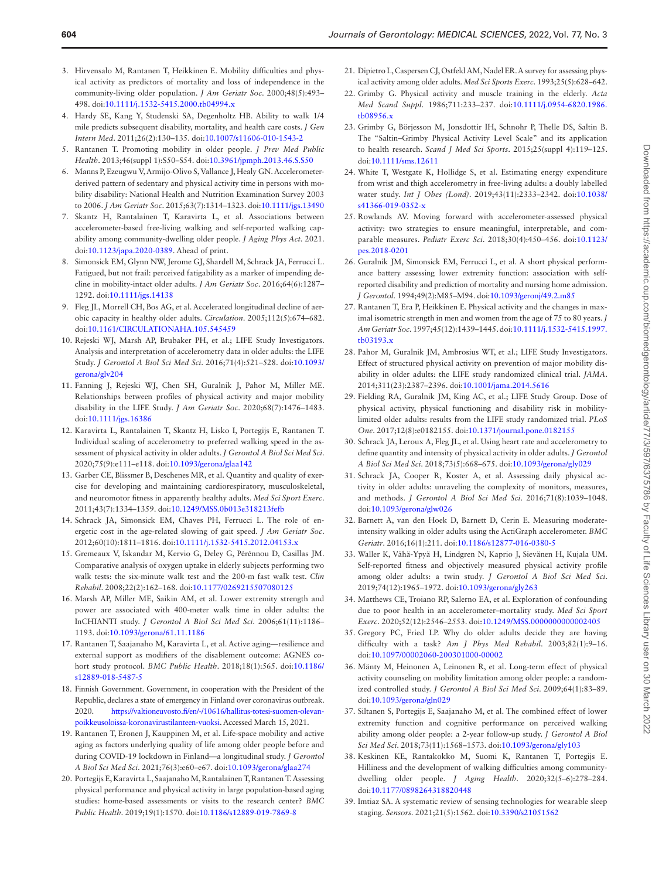3. Hirvensalo M, Rantanen T, Heikkinen E. Mobility difficulties and physical activity as predictors of mortality and loss of independence in the community-living older population. *J Am Geriatr Soc*. 2000;48(5):493–498. doi:10.1111/j.1532-5415.2000.tb04994.x
4. Hardy SE, Kang Y, Studenski SA, Degenholtz HB. Ability to walk 1/4 mile predicts subsequent disability, mortality, and health care costs. *J Gen Intern Med*. 2011;26(2):130–135. doi:10.1007/s11606-010-1543-2
5. Rantanen T. Promoting mobility in older people. *J Prev Med Public Health*. 2013;46(suppl 1):S50–S54. doi:10.3961/jpmph.2013.46.S.S50
6. Manns P, Ezeugwu V, Armijo-Olivo S, Vallance J, Healy GN. Accelerometer-derived pattern of sedentary and physical activity time in persons with mobility disability: National Health and Nutrition Examination Survey 2003 to 2006. *J Am Geriatr Soc*. 2015;63(7):1314–1323. doi:10.1111/jgs.13490
7. Skantz H, Rantalainen T, Karavirta L, et al. Associations between accelerometer-based free-living walking and self-reported walking capability among community-dwelling older people. *J Aging Phys Act*. 2021. doi:10.1123/japa.2020-0389. Ahead of print.
8. Simonsick EM, Glynn NW, Jerome GJ, Shardell M, Schrack JA, Ferrucci L. Fatigued, but not frail: perceived fatigability as a marker of impending decline in mobility-intact older adults. *J Am Geriatr Soc*. 2016;64(6):1287–1292. doi:10.1111/jgs.14138
9. Fleg JL, Morrell CH, Bos AG, et al. Accelerated longitudinal decline of aerobic capacity in healthy older adults. *Circulation*. 2005;112(5):674–682. doi:10.1161/CIRCULATIONAHA.105.545459
10. Rejeski WJ, Marsh AP, Brubaker PH, et al.; LIFE Study Investigators. Analysis and interpretation of accelerometry data in older adults: the LIFE Study. *J Gerontol A Biol Sci Med Sci*. 2016;71(4):521–528. doi:10.1093/gerona/glv204
11. Fanning J, Rejeski WJ, Chen SH, Guralnik J, Pahor M, Miller ME. Relationships between profiles of physical activity and major mobility disability in the LIFE Study. *J Am Geriatr Soc*. 2020;68(7):1476–1483. doi:10.1111/jgs.16386
12. Karavirta L, Rantalainen T, Skantz H, Lisko I, Portegijs E, Rantanen T. Individual scaling of accelerometry to preferred walking speed in the assessment of physical activity in older adults. *J Gerontol A Biol Sci Med Sci*. 2020;75(9):e111–e118. doi:10.1093/gerona/glaa142
13. Garber CE, Blissmer B, Deschenes MR, et al. Quantity and quality of exercise for developing and maintaining cardiorespiratory, musculoskeletal, and neuromotor fitness in apparently healthy adults. *Med Sci Sport Exerc*. 2011;43(7):1334–1359. doi:10.1249/MSS.0b013e318213fefb
14. Schrack JA, Simonsick EM, Chaves PH, Ferrucci L. The role of energetic cost in the age-related slowing of gait speed. *J Am Geriatr Soc*. 2012;60(10):1811–1816. doi:10.1111/j.1532-5415.2012.04153.x
15. Gremeaux V, Iskandar M, Kervio G, Deley G, Pérénnou D, Casillas JM. Comparative analysis of oxygen uptake in elderly subjects performing two walk tests: the six-minute walk test and the 200-m fast walk test. *Clin Rehabil*. 2008;22(2):162–168. doi:10.1177/0269215507080125
16. Marsh AP, Miller ME, Saikin AM, et al. Lower extremity strength and power are associated with 400-meter walk time in older adults: the InCHIANTI study. *J Gerontol A Biol Sci Med Sci*. 2006;61(11):1186–1193. doi:10.1093/gerona/61.11.1186
17. Rantanen T, Saajanaho M, Karavirta L, et al. Active aging—resilience and external support as modifiers of the disablement outcome: AGNES cohort study protocol. *BMC Public Health*. 2018;18(1):565. doi:10.1186/s12889-018-5487-5
18. Finnish Government. Government, in cooperation with the President of the Republic, declares a state of emergency in Finland over coronavirus outbreak. 2020. https://valtioneuvosto.fi/en/-/10616/hallitus-totesi-suomen-olevan-poikkeusoloissa-koronavirustilanteen-vuoksi. Accessed March 15, 2021.
19. Rantanen T, Eronen J, Kauppinen M, et al. Life-space mobility and active aging as factors underlying quality of life among older people before and during COVID-19 lockdown in Finland—a longitudinal study. *J Gerontol A Biol Sci Med Sci*. 2021;76(3):e60–e67. doi:10.1093/gerona/glaa274
20. Portegijs E, Karavirta L, Saajanaho M, Rantalainen T, Rantanen T. Assessing physical performance and physical activity in large population-based aging studies: home-based assessments or visits to the research center? *BMC Public Health*. 2019;19(1):1570. doi:10.1186/s12889-019-7869-8
21. Dipietro L, Caspersen CJ, Ostfeld AM, Nadel ER. A survey for assessing physical activity among older adults. *Med Sci Sports Exerc*. 1993;25(5):628–642.
22. Grimby G. Physical activity and muscle training in the elderly. *Acta Med Scand Suppl*. 1986;711:233–237. doi:10.1111/j.0954-6820.1986.tb08956.x
23. Grimby G, Börjesson M, Jonsdottir IH, Schnohr P, Thelle DS, Saltin B. The "Saltin–Grimby Physical Activity Level Scale" and its application to health research. *Scand J Med Sci Sports*. 2015;25(suppl 4):119–125. doi:10.1111/sms.12611
24. White T, Westgate K, Hollidge S, et al. Estimating energy expenditure from wrist and thigh accelerometry in free-living adults: a doubly labelled water study. *Int J Obes (Lond)*. 2019;43(11):2333–2342. doi:10.1038/s41366-019-0352-x
25. Rowlands AV. Moving forward with accelerometer-assessed physical activity: two strategies to ensure meaningful, interpretable, and comparable measures. *Pediatr Exerc Sci*. 2018;30(4):450–456. doi:10.1123/pes.2018-0201
26. Guralnik JM, Simonsick EM, Ferrucci L, et al. A short physical performance battery assessing lower extremity function: association with self-reported disability and prediction of mortality and nursing home admission. *J Gerontol*. 1994;49(2):M85–M94. doi:10.1093/geronj/49.2.m85
27. Rantanen T, Era P, Heikkinen E. Physical activity and the changes in maximal isometric strength in men and women from the age of 75 to 80 years. *J Am Geriatr Soc*. 1997;45(12):1439–1445. doi:10.1111/j.1532-5415.1997.tb03193.x
28. Pahor M, Guralnik JM, Ambrosius WT, et al.; LIFE Study Investigators. Effect of structured physical activity on prevention of major mobility disability in older adults: the LIFE study randomized clinical trial. *JAMA*. 2014;311(23):2387–2396. doi:10.1001/jama.2014.5616
29. Fielding RA, Guralnik JM, King AC, et al.; LIFE Study Group. Dose of physical activity, physical functioning and disability risk in mobility-limited older adults: results from the LIFE study randomized trial. *PLoS One*. 2017;12(8):e0182155. doi:10.1371/journal.pone.0182155
30. Schrack JA, Leroux A, Fleg JL, et al. Using heart rate and accelerometry to define quantity and intensity of physical activity in older adults. *J Gerontol A Biol Sci Med Sci*. 2018;73(5):668–675. doi:10.1093/gerona/gly029
31. Schrack JA, Cooper R, Koster A, et al. Assessing daily physical activity in older adults: unraveling the complexity of monitors, measures, and methods. *J Gerontol A Biol Sci Med Sci*. 2016;71(8):1039–1048. doi:10.1093/gerona/glw026
32. Barnett A, van den Hoek D, Barnett D, Cerin E. Measuring moderate-intensity walking in older adults using the ActiGraph accelerometer. *BMC Geriatr*. 2016;16(1):211. doi:10.1186/s12877-016-0380-5
33. Waller K, Vähä-Ypyä H, Lindgren N, Kaprio J, Sievänen H, Kujala UM. Self-reported fitness and objectively measured physical activity profile among older adults: a twin study. *J Gerontol A Biol Sci Med Sci*. 2019;74(12):1965–1972. doi:10.1093/gerona/gly263
34. Matthews CE, Troiano RP, Salerno EA, et al. Exploration of confounding due to poor health in an accelerometer–mortality study. *Med Sci Sport Exerc*. 2020;52(12):2546–2553. doi:10.1249/MSS.0000000000002405
35. Gregory PC, Fried LP. Why do older adults decide they are having difficulty with a task? *Am J Phys Med Rehabil*. 2003;82(1):9–16. doi:10.1097/00002060-200301000-00002
36. Mänty M, Heinonen A, Leinonen R, et al. Long-term effect of physical activity counseling on mobility limitation among older people: a randomized controlled study. *J Gerontol A Biol Sci Med Sci*. 2009;64(1):83–89. doi:10.1093/gerona/gln029
37. Siltanen S, Portegijs E, Saajanaho M, et al. The combined effect of lower extremity function and cognitive performance on perceived walking ability among older people: a 2-year follow-up study. *J Gerontol A Biol Sci Med Sci*. 2018;73(11):1568–1573. doi:10.1093/gerona/gly103
38. Keskinen KE, Rantakokko M, Suomi K, Rantanen T, Portegijs E. Hilliness and the development of walking difficulties among community-dwelling older people. *J Aging Health*. 2020;32(5–6):278–284. doi:10.1177/0898264318820448
39. Imtiaz SA. A systematic review of sensing technologies for wearable sleep staging. *Sensors*. 2021;21(5):1562. doi:10.3390/s21051562